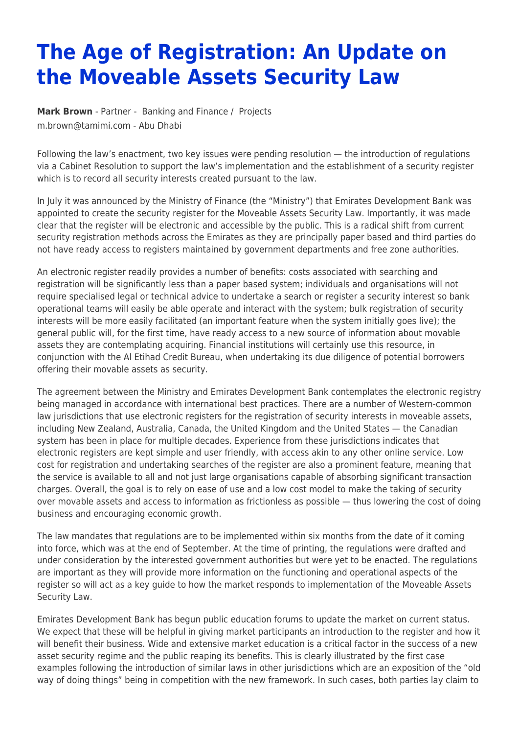# The Age of Registration: An Update on the Moveable Assets Security Law

**Mark Brown** - Partner - Banking and Finance / Projects
m.brown@tamimi.com - Abu Dhabi

Following the law's enactment, two key issues were pending resolution — the introduction of regulations via a Cabinet Resolution to support the law's implementation and the establishment of a security register which is to record all security interests created pursuant to the law.

In July it was announced by the Ministry of Finance (the "Ministry") that Emirates Development Bank was appointed to create the security register for the Moveable Assets Security Law. Importantly, it was made clear that the register will be electronic and accessible by the public. This is a radical shift from current security registration methods across the Emirates as they are principally paper based and third parties do not have ready access to registers maintained by government departments and free zone authorities.

An electronic register readily provides a number of benefits: costs associated with searching and registration will be significantly less than a paper based system; individuals and organisations will not require specialised legal or technical advice to undertake a search or register a security interest so bank operational teams will easily be able operate and interact with the system; bulk registration of security interests will be more easily facilitated (an important feature when the system initially goes live); the general public will, for the first time, have ready access to a new source of information about movable assets they are contemplating acquiring. Financial institutions will certainly use this resource, in conjunction with the Al Etihad Credit Bureau, when undertaking its due diligence of potential borrowers offering their movable assets as security.

The agreement between the Ministry and Emirates Development Bank contemplates the electronic registry being managed in accordance with international best practices. There are a number of Western-common law jurisdictions that use electronic registers for the registration of security interests in moveable assets, including New Zealand, Australia, Canada, the United Kingdom and the United States — the Canadian system has been in place for multiple decades. Experience from these jurisdictions indicates that electronic registers are kept simple and user friendly, with access akin to any other online service. Low cost for registration and undertaking searches of the register are also a prominent feature, meaning that the service is available to all and not just large organisations capable of absorbing significant transaction charges. Overall, the goal is to rely on ease of use and a low cost model to make the taking of security over movable assets and access to information as frictionless as possible — thus lowering the cost of doing business and encouraging economic growth.

The law mandates that regulations are to be implemented within six months from the date of it coming into force, which was at the end of September. At the time of printing, the regulations were drafted and under consideration by the interested government authorities but were yet to be enacted. The regulations are important as they will provide more information on the functioning and operational aspects of the register so will act as a key guide to how the market responds to implementation of the Moveable Assets Security Law.

Emirates Development Bank has begun public education forums to update the market on current status. We expect that these will be helpful in giving market participants an introduction to the register and how it will benefit their business. Wide and extensive market education is a critical factor in the success of a new asset security regime and the public reaping its benefits. This is clearly illustrated by the first case examples following the introduction of similar laws in other jurisdictions which are an exposition of the "old way of doing things" being in competition with the new framework. In such cases, both parties lay claim to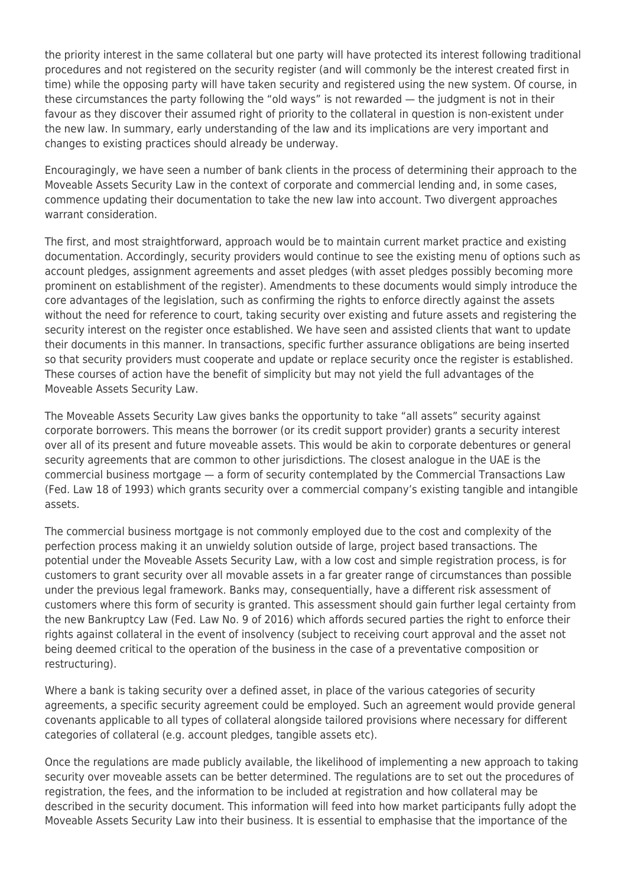the priority interest in the same collateral but one party will have protected its interest following traditional procedures and not registered on the security register (and will commonly be the interest created first in time) while the opposing party will have taken security and registered using the new system. Of course, in these circumstances the party following the "old ways" is not rewarded — the judgment is not in their favour as they discover their assumed right of priority to the collateral in question is non-existent under the new law. In summary, early understanding of the law and its implications are very important and changes to existing practices should already be underway.

Encouragingly, we have seen a number of bank clients in the process of determining their approach to the Moveable Assets Security Law in the context of corporate and commercial lending and, in some cases, commence updating their documentation to take the new law into account. Two divergent approaches warrant consideration.

The first, and most straightforward, approach would be to maintain current market practice and existing documentation. Accordingly, security providers would continue to see the existing menu of options such as account pledges, assignment agreements and asset pledges (with asset pledges possibly becoming more prominent on establishment of the register). Amendments to these documents would simply introduce the core advantages of the legislation, such as confirming the rights to enforce directly against the assets without the need for reference to court, taking security over existing and future assets and registering the security interest on the register once established. We have seen and assisted clients that want to update their documents in this manner. In transactions, specific further assurance obligations are being inserted so that security providers must cooperate and update or replace security once the register is established. These courses of action have the benefit of simplicity but may not yield the full advantages of the Moveable Assets Security Law.

The Moveable Assets Security Law gives banks the opportunity to take "all assets" security against corporate borrowers. This means the borrower (or its credit support provider) grants a security interest over all of its present and future moveable assets. This would be akin to corporate debentures or general security agreements that are common to other jurisdictions. The closest analogue in the UAE is the commercial business mortgage — a form of security contemplated by the Commercial Transactions Law (Fed. Law 18 of 1993) which grants security over a commercial company's existing tangible and intangible assets.

The commercial business mortgage is not commonly employed due to the cost and complexity of the perfection process making it an unwieldy solution outside of large, project based transactions. The potential under the Moveable Assets Security Law, with a low cost and simple registration process, is for customers to grant security over all movable assets in a far greater range of circumstances than possible under the previous legal framework. Banks may, consequentially, have a different risk assessment of customers where this form of security is granted. This assessment should gain further legal certainty from the new Bankruptcy Law (Fed. Law No. 9 of 2016) which affords secured parties the right to enforce their rights against collateral in the event of insolvency (subject to receiving court approval and the asset not being deemed critical to the operation of the business in the case of a preventative composition or restructuring).

Where a bank is taking security over a defined asset, in place of the various categories of security agreements, a specific security agreement could be employed. Such an agreement would provide general covenants applicable to all types of collateral alongside tailored provisions where necessary for different categories of collateral (e.g. account pledges, tangible assets etc).

Once the regulations are made publicly available, the likelihood of implementing a new approach to taking security over moveable assets can be better determined. The regulations are to set out the procedures of registration, the fees, and the information to be included at registration and how collateral may be described in the security document. This information will feed into how market participants fully adopt the Moveable Assets Security Law into their business. It is essential to emphasise that the importance of the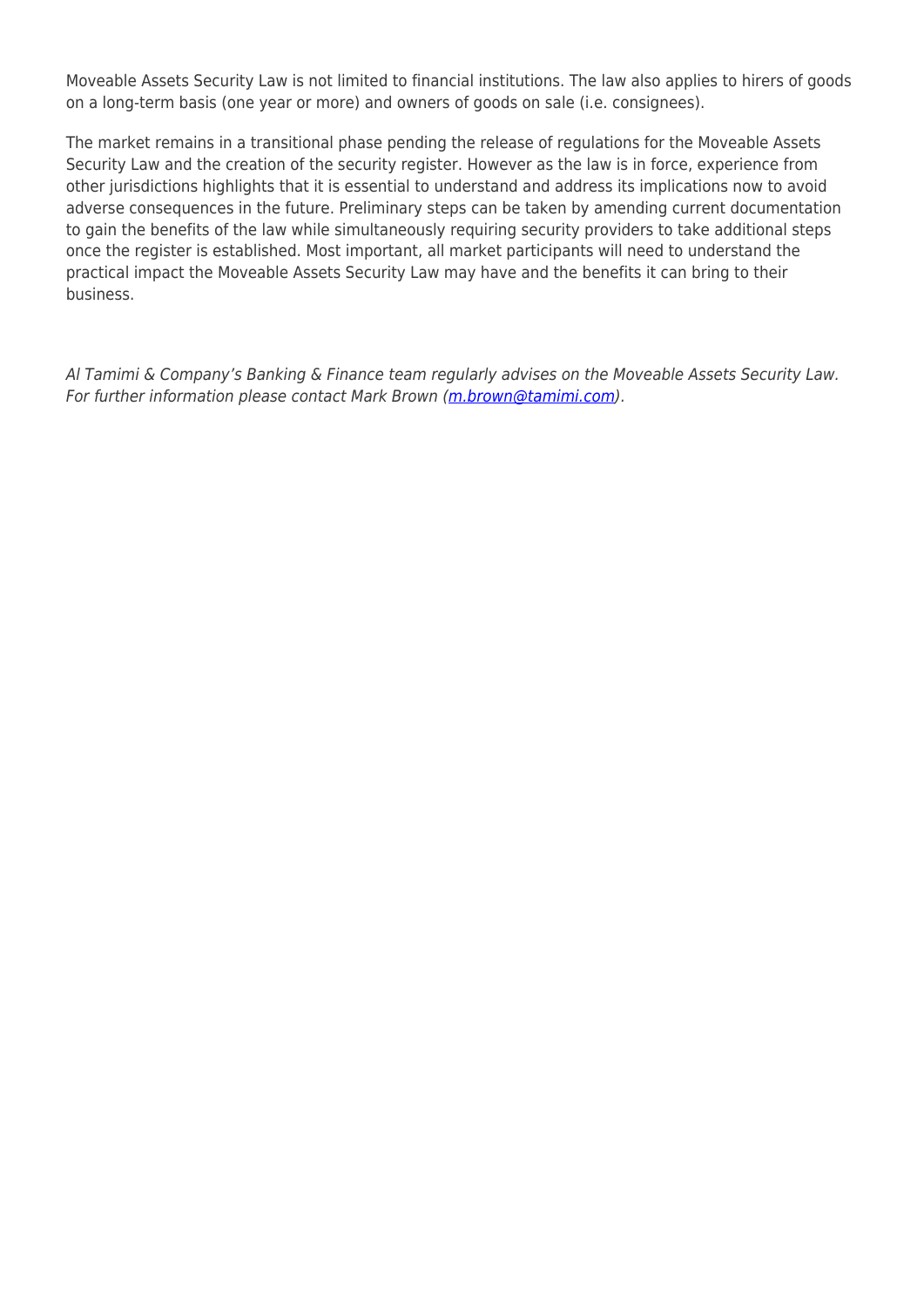Moveable Assets Security Law is not limited to financial institutions. The law also applies to hirers of goods on a long-term basis (one year or more) and owners of goods on sale (i.e. consignees).

The market remains in a transitional phase pending the release of regulations for the Moveable Assets Security Law and the creation of the security register. However as the law is in force, experience from other jurisdictions highlights that it is essential to understand and address its implications now to avoid adverse consequences in the future. Preliminary steps can be taken by amending current documentation to gain the benefits of the law while simultaneously requiring security providers to take additional steps once the register is established. Most important, all market participants will need to understand the practical impact the Moveable Assets Security Law may have and the benefits it can bring to their business.

*Al Tamimi & Company's Banking & Finance team regularly advises on the Moveable Assets Security Law. For further information please contact Mark Brown ([m.brown@tamimi.com](mailto:m.brown@tamimi.com)).*